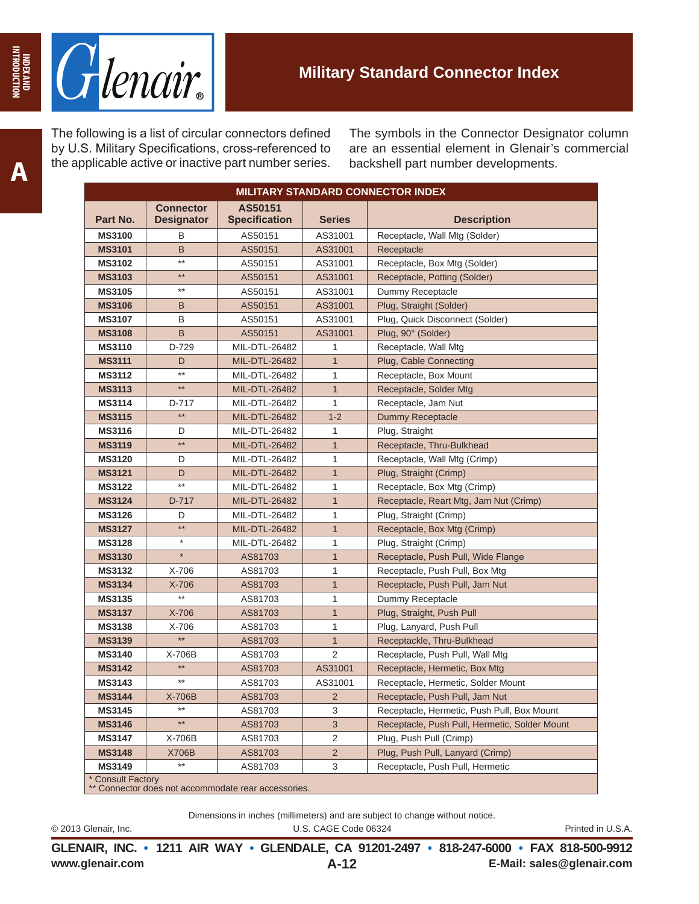# Military Standard Connector Index

The following is a list of circular connectors defined by U.S. Military Specifications, cross-referenced to the applicable active or inactive part number series.

The symbols in the Connector Designator column are an essential element in Glenair's commercial backshell part number developments.

**MILITARY STANDARD CONNECTOR INDEX**

| Part No. | Connector Designator | AS50151 Specification | Series | Description |
|---|---|---|---|---|
| **MS3100** | B | AS50151 | AS31001 | Receptacle, Wall Mtg (Solder) |
| **MS3101** | B | AS50151 | AS31001 | Receptacle |
| **MS3102** | ** | AS50151 | AS31001 | Receptacle, Box Mtg (Solder) |
| **MS3103** | ** | AS50151 | AS31001 | Receptacle, Potting (Solder) |
| **MS3105** | ** | AS50151 | AS31001 | Dummy Receptacle |
| **MS3106** | B | AS50151 | AS31001 | Plug, Straight (Solder) |
| **MS3107** | B | AS50151 | AS31001 | Plug, Quick Disconnect (Solder) |
| **MS3108** | B | AS50151 | AS31001 | Plug, 90° (Solder) |
| **MS3110** | D-729 | MIL-DTL-26482 | 1 | Receptacle, Wall Mtg |
| **MS3111** | D | MIL-DTL-26482 | 1 | Plug, Cable Connecting |
| **MS3112** | ** | MIL-DTL-26482 | 1 | Receptacle, Box Mount |
| **MS3113** | ** | MIL-DTL-26482 | 1 | Receptacle, Solder Mtg |
| **MS3114** | D-717 | MIL-DTL-26482 | 1 | Receptacle, Jam Nut |
| **MS3115** | ** | MIL-DTL-26482 | 1-2 | Dummy Receptacle |
| **MS3116** | D | MIL-DTL-26482 | 1 | Plug, Straight |
| **MS3119** | ** | MIL-DTL-26482 | 1 | Receptacle, Thru-Bulkhead |
| **MS3120** | D | MIL-DTL-26482 | 1 | Receptacle, Wall Mtg (Crimp) |
| **MS3121** | D | MIL-DTL-26482 | 1 | Plug, Straight (Crimp) |
| **MS3122** | ** | MIL-DTL-26482 | 1 | Receptacle, Box Mtg (Crimp) |
| **MS3124** | D-717 | MIL-DTL-26482 | 1 | Receptacle, Reart Mtg, Jam Nut (Crimp) |
| **MS3126** | D | MIL-DTL-26482 | 1 | Plug, Straight (Crimp) |
| **MS3127** | ** | MIL-DTL-26482 | 1 | Receptacle, Box Mtg (Crimp) |
| **MS3128** | * | MIL-DTL-26482 | 1 | Plug, Straight (Crimp) |
| **MS3130** | * | AS81703 | 1 | Receptacle, Push Pull, Wide Flange |
| **MS3132** | X-706 | AS81703 | 1 | Receptacle, Push Pull, Box Mtg |
| **MS3134** | X-706 | AS81703 | 1 | Receptacle, Push Pull, Jam Nut |
| **MS3135** | ** | AS81703 | 1 | Dummy Receptacle |
| **MS3137** | X-706 | AS81703 | 1 | Plug, Straight, Push Pull |
| **MS3138** | X-706 | AS81703 | 1 | Plug, Lanyard, Push Pull |
| **MS3139** | ** | AS81703 | 1 | Receptackle, Thru-Bulkhead |
| **MS3140** | X-706B | AS81703 | 2 | Receptacle, Push Pull, Wall Mtg |
| **MS3142** | ** | AS81703 | AS31001 | Receptacle, Hermetic, Box Mtg |
| **MS3143** | ** | AS81703 | AS31001 | Receptacle, Hermetic, Solder Mount |
| **MS3144** | X-706B | AS81703 | 2 | Receptacle, Push Pull, Jam Nut |
| **MS3145** | ** | AS81703 | 3 | Receptacle, Hermetic, Push Pull, Box Mount |
| **MS3146** | ** | AS81703 | 3 | Receptacle, Push Pull, Hermetic, Solder Mount |
| **MS3147** | X-706B | AS81703 | 2 | Plug, Push Pull (Crimp) |
| **MS3148** | X706B | AS81703 | 2 | Plug, Push Pull, Lanyard (Crimp) |
| **MS3149** | ** | AS81703 | 3 | Receptacle, Push Pull, Hermetic |

\* Consult Factory
** Connector does not accommodate rear accessories.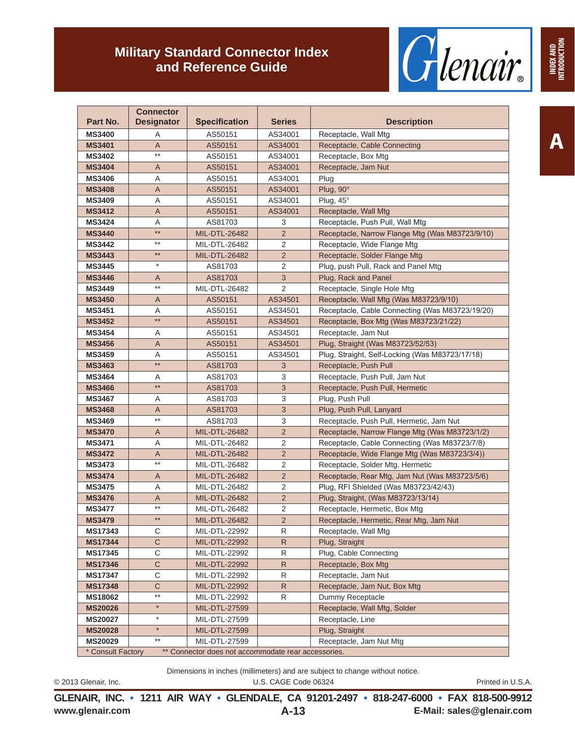# Military Standard Connector Index and Reference Guide

| Part No. | Connector Designator | Specification | Series | Description |
|---|---|---|---|---|
| MS3400 | A | AS50151 | AS34001 | Receptacle, Wall Mtg |
| MS3401 | A | AS50151 | AS34001 | Receptacle, Cable Connecting |
| MS3402 | ** | AS50151 | AS34001 | Receptacle, Box Mtg |
| MS3404 | A | AS50151 | AS34001 | Receptacle, Jam Nut |
| MS3406 | A | AS50151 | AS34001 | Plug |
| MS3408 | A | AS50151 | AS34001 | Plug, 90° |
| MS3409 | A | AS50151 | AS34001 | Plug, 45° |
| MS3412 | A | AS50151 | AS34001 | Receptacle, Wall Mtg |
| MS3424 | A | AS81703 | 3 | Receptacle, Push Pull, Wall Mtg |
| MS3440 | ** | MIL-DTL-26482 | 2 | Receptacle, Narrow Flange Mtg (Was M83723/9/10) |
| MS3442 | ** | MIL-DTL-26482 | 2 | Receptacle, Wide Flange Mtg |
| MS3443 | ** | MIL-DTL-26482 | 2 | Receptacle, Solder Flange Mtg |
| MS3445 | * | AS81703 | 2 | Plug, push Pull, Rack and Panel Mtg |
| MS3446 | A | AS81703 | 3 | Plug, Rack and Panel |
| MS3449 | ** | MIL-DTL-26482 | 2 | Receptacle, Single Hole Mtg |
| MS3450 | A | AS50151 | AS34501 | Receptacle, Wall Mtg (Was M83723/9/10) |
| MS3451 | A | AS50151 | AS34501 | Receptacle, Cable Connecting (Was M83723/19/20) |
| MS3452 | ** | AS50151 | AS34501 | Receptacle, Box Mtg (Was M83723/21/22) |
| MS3454 | A | AS50151 | AS34501 | Receptacle, Jam Nut |
| MS3456 | A | AS50151 | AS34501 | Plug, Straight (Was M83723/52/53) |
| MS3459 | A | AS50151 | AS34501 | Plug, Straight, Self-Locking (Was M83723/17/18) |
| MS3463 | ** | AS81703 | 3 | Receptacle, Push Pull |
| MS3464 | A | AS81703 | 3 | Receptacle, Push Pull, Jam Nut |
| MS3466 | ** | AS81703 | 3 | Receptacle, Push Pull, Hermetic |
| MS3467 | A | AS81703 | 3 | Plug, Push Pull |
| MS3468 | A | AS81703 | 3 | Plug, Push Pull, Lanyard |
| MS3469 | ** | AS81703 | 3 | Receptacle, Push Pull, Hermetic, Jam Nut |
| MS3470 | A | MIL-DTL-26482 | 2 | Receptacle, Narrow Flange Mtg (Was M83723/1/2) |
| MS3471 | A | MIL-DTL-26482 | 2 | Receptacle, Cable Connecting (Was M83723/7/8) |
| MS3472 | A | MIL-DTL-26482 | 2 | Receptacle, Wide Flange Mtg (Was M83723/3/4)) |
| MS3473 | ** | MIL-DTL-26482 | 2 | Receptacle, Solder Mtg, Hermetic |
| MS3474 | A | MIL-DTL-26482 | 2 | Receptacle, Rear Mtg, Jam Nut (Was M83723/5/6) |
| MS3475 | A | MIL-DTL-26482 | 2 | Plug, RFI Shielded (Was M83723/42/43) |
| MS3476 | A | MIL-DTL-26482 | 2 | Plug, Straight, (Was M83723/13/14) |
| MS3477 | ** | MIL-DTL-26482 | 2 | Receptacle, Hermetic, Box Mtg |
| MS3479 | ** | MIL-DTL-26482 | 2 | Receptacle, Hermetic, Rear Mtg, Jam Nut |
| MS17343 | C | MIL-DTL-22992 | R | Receptacle, Wall Mtg |
| MS17344 | C | MIL-DTL-22992 | R | Plug, Straight |
| MS17345 | C | MIL-DTL-22992 | R | Plug, Cable Connecting |
| MS17346 | C | MIL-DTL-22992 | R | Receptacle, Box Mtg |
| MS17347 | C | MIL-DTL-22992 | R | Receptacle, Jam Nut |
| MS17348 | C | MIL-DTL-22992 | R | Receptacle, Jam Nut, Box Mtg |
| MS18062 | ** | MIL-DTL-22992 | R | Dummy Receptacle |
| MS20026 | * | MIL-DTL-27599 | | Receptacle, Wall Mtg, Solder |
| MS20027 | * | MIL-DTL-27599 | | Receptacle, Line |
| MS20028 | * | MIL-DTL-27599 | | Plug, Straight |
| MS20029 | ** | MIL-DTL-27599 | | Receptacle, Jam Nut Mtg |

\* Consult Factory  ** Connector does not accommodate rear accessories.

Dimensions in inches (millimeters) and are subject to change without notice.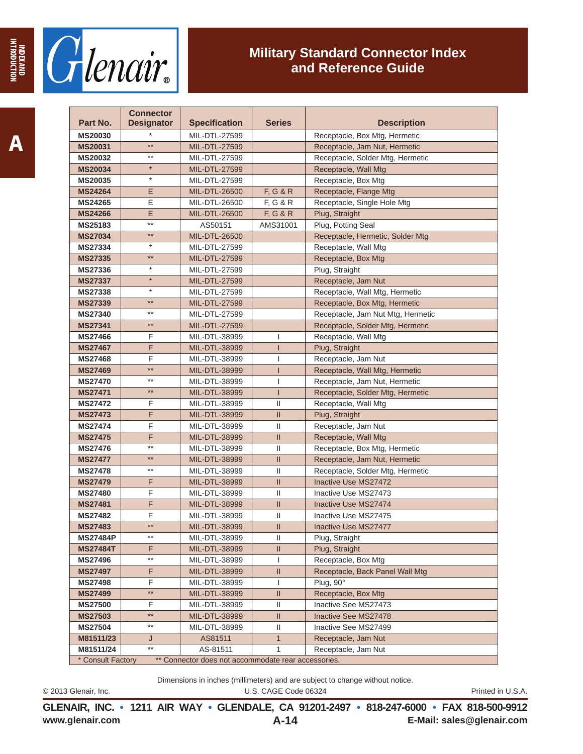# Military Standard Connector Index and Reference Guide

| Part No. | Connector Designator | Specification | Series | Description |
|---|---|---|---|---|
| **MS20030** | * | MIL-DTL-27599 | | Receptacle, Box Mtg, Hermetic |
| **MS20031** | ** | MIL-DTL-27599 | | Receptacle, Jam Nut, Hermetic |
| **MS20032** | ** | MIL-DTL-27599 | | Receptacle, Solder Mtg, Hermetic |
| **MS20034** | * | MIL-DTL-27599 | | Receptacle, Wall Mtg |
| **MS20035** | * | MIL-DTL-27599 | | Receptacle, Box Mtg |
| **MS24264** | E | MIL-DTL-26500 | F, G & R | Receptacle, Flange Mtg |
| **MS24265** | E | MIL-DTL-26500 | F, G & R | Receptacle, Single Hole Mtg |
| **MS24266** | E | MIL-DTL-26500 | F, G & R | Plug, Straight |
| **MS25183** | ** | AS50151 | AMS31001 | Plug, Potting Seal |
| **MS27034** | ** | MIL-DTL-26500 | | Receptacle, Hermetic, Solder Mtg |
| **MS27334** | * | MIL-DTL-27599 | | Receptacle, Wall Mtg |
| **MS27335** | ** | MIL-DTL-27599 | | Receptacle, Box Mtg |
| **MS27336** | * | MIL-DTL-27599 | | Plug, Straight |
| **MS27337** | * | MIL-DTL-27599 | | Receptacle, Jam Nut |
| **MS27338** | * | MIL-DTL-27599 | | Receptacle, Wall Mtg, Hermetic |
| **MS27339** | ** | MIL-DTL-27599 | | Receptacle, Box Mtg, Hermetic |
| **MS27340** | ** | MIL-DTL-27599 | | Receptacle, Jam Nut Mtg, Hermetic |
| **MS27341** | ** | MIL-DTL-27599 | | Receptacle, Solder Mtg, Hermetic |
| **MS27466** | F | MIL-DTL-38999 | I | Receptacle, Wall Mtg |
| **MS27467** | F | MIL-DTL-38999 | I | Plug, Straight |
| **MS27468** | F | MIL-DTL-38999 | I | Receptacle, Jam Nut |
| **MS27469** | ** | MIL-DTL-38999 | I | Receptacle, Wall Mtg, Hermetic |
| **MS27470** | ** | MIL-DTL-38999 | I | Receptacle, Jam Nut, Hermetic |
| **MS27471** | ** | MIL-DTL-38999 | I | Receptacle, Solder Mtg, Hermetic |
| **MS27472** | F | MIL-DTL-38999 | II | Receptacle, Wall Mtg |
| **MS27473** | F | MIL-DTL-38999 | II | Plug, Straight |
| **MS27474** | F | MIL-DTL-38999 | II | Receptacle, Jam Nut |
| **MS27475** | F | MIL-DTL-38999 | II | Receptacle, Wall Mtg |
| **MS27476** | ** | MIL-DTL-38999 | II | Receptacle, Box Mtg, Hermetic |
| **MS27477** | ** | MIL-DTL-38999 | II | Receptacle, Jam Nut, Hermetic |
| **MS27478** | ** | MIL-DTL-38999 | II | Receptacle, Solder Mtg, Hermetic |
| **MS27479** | F | MIL-DTL-38999 | II | Inactive Use MS27472 |
| **MS27480** | F | MIL-DTL-38999 | II | Inactive Use MS27473 |
| **MS27481** | F | MIL-DTL-38999 | II | Inactive Use MS27474 |
| **MS27482** | F | MIL-DTL-38999 | II | Inactive Use MS27475 |
| **MS27483** | ** | MIL-DTL-38999 | II | Inactive Use MS27477 |
| **MS27484P** | ** | MIL-DTL-38999 | II | Plug, Straight |
| **MS27484T** | F | MIL-DTL-38999 | II | Plug, Straight |
| **MS27496** | ** | MIL-DTL-38999 | I | Receptacle, Box Mtg |
| **MS27497** | F | MIL-DTL-38999 | II | Receptacle, Back Panel Wall Mtg |
| **MS27498** | F | MIL-DTL-38999 | I | Plug, 90° |
| **MS27499** | ** | MIL-DTL-38999 | II | Receptacle, Box Mtg |
| **MS27500** | F | MIL-DTL-38999 | II | Inactive See MS27473 |
| **MS27503** | ** | MIL-DTL-38999 | II | Inactive See MS27478 |
| **MS27504** | ** | MIL-DTL-38999 | II | Inactive See MS27499 |
| **M81511/23** | J | AS81511 | 1 | Receptacle, Jam Nut |
| **M81511/24** | ** | AS-81511 | 1 | Receptacle, Jam Nut |

\* Consult Factory    ** Connector does not accommodate rear accessories.

Dimensions in inches (millimeters) and are subject to change without notice.

© 2013 Glenair, Inc.    U.S. CAGE Code 06324    Printed in U.S.A.

**GLENAIR, INC. • 1211 AIR WAY • GLENDALE, CA 91201-2497 • 818-247-6000 • FAX 818-500-9912**

**www.glenair.com**    **E-Mail: sales@glenair.com**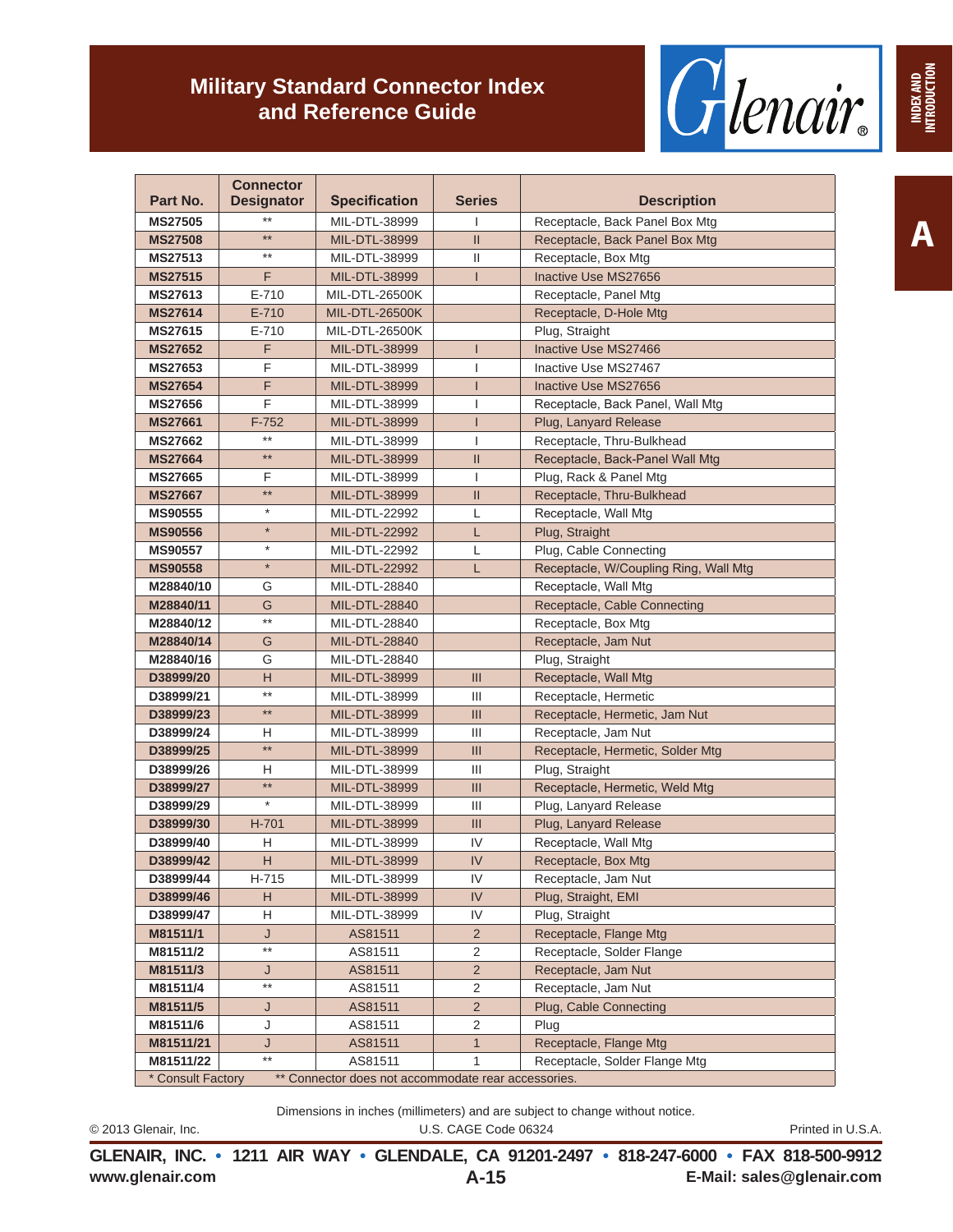# Military Standard Connector Index and Reference Guide

| Part No. | Connector Designator | Specification | Series | Description |
|---|---|---|---|---|
| MS27505 | ** | MIL-DTL-38999 | I | Receptacle, Back Panel Box Mtg |
| MS27508 | ** | MIL-DTL-38999 | II | Receptacle, Back Panel Box Mtg |
| MS27513 | ** | MIL-DTL-38999 | II | Receptacle, Box Mtg |
| MS27515 | F | MIL-DTL-38999 | I | Inactive Use MS27656 |
| MS27613 | E-710 | MIL-DTL-26500K | | Receptacle, Panel Mtg |
| MS27614 | E-710 | MIL-DTL-26500K | | Receptacle, D-Hole Mtg |
| MS27615 | E-710 | MIL-DTL-26500K | | Plug, Straight |
| MS27652 | F | MIL-DTL-38999 | I | Inactive Use MS27466 |
| MS27653 | F | MIL-DTL-38999 | I | Inactive Use MS27467 |
| MS27654 | F | MIL-DTL-38999 | I | Inactive Use MS27656 |
| MS27656 | F | MIL-DTL-38999 | I | Receptacle, Back Panel, Wall Mtg |
| MS27661 | F-752 | MIL-DTL-38999 | I | Plug, Lanyard Release |
| MS27662 | ** | MIL-DTL-38999 | I | Receptacle, Thru-Bulkhead |
| MS27664 | ** | MIL-DTL-38999 | II | Receptacle, Back-Panel Wall Mtg |
| MS27665 | F | MIL-DTL-38999 | I | Plug, Rack & Panel Mtg |
| MS27667 | ** | MIL-DTL-38999 | II | Receptacle, Thru-Bulkhead |
| MS90555 | * | MIL-DTL-22992 | L | Receptacle, Wall Mtg |
| MS90556 | * | MIL-DTL-22992 | L | Plug, Straight |
| MS90557 | * | MIL-DTL-22992 | L | Plug, Cable Connecting |
| MS90558 | * | MIL-DTL-22992 | L | Receptacle, W/Coupling Ring, Wall Mtg |
| M28840/10 | G | MIL-DTL-28840 | | Receptacle, Wall Mtg |
| M28840/11 | G | MIL-DTL-28840 | | Receptacle, Cable Connecting |
| M28840/12 | ** | MIL-DTL-28840 | | Receptacle, Box Mtg |
| M28840/14 | G | MIL-DTL-28840 | | Receptacle, Jam Nut |
| M28840/16 | G | MIL-DTL-28840 | | Plug, Straight |
| D38999/20 | H | MIL-DTL-38999 | III | Receptacle, Wall Mtg |
| D38999/21 | ** | MIL-DTL-38999 | III | Receptacle, Hermetic |
| D38999/23 | ** | MIL-DTL-38999 | III | Receptacle, Hermetic, Jam Nut |
| D38999/24 | H | MIL-DTL-38999 | III | Receptacle, Jam Nut |
| D38999/25 | ** | MIL-DTL-38999 | III | Receptacle, Hermetic, Solder Mtg |
| D38999/26 | H | MIL-DTL-38999 | III | Plug, Straight |
| D38999/27 | ** | MIL-DTL-38999 | III | Receptacle, Hermetic, Weld Mtg |
| D38999/29 | * | MIL-DTL-38999 | III | Plug, Lanyard Release |
| D38999/30 | H-701 | MIL-DTL-38999 | III | Plug, Lanyard Release |
| D38999/40 | H | MIL-DTL-38999 | IV | Receptacle, Wall Mtg |
| D38999/42 | H | MIL-DTL-38999 | IV | Receptacle, Box Mtg |
| D38999/44 | H-715 | MIL-DTL-38999 | IV | Receptacle, Jam Nut |
| D38999/46 | H | MIL-DTL-38999 | IV | Plug, Straight, EMI |
| D38999/47 | H | MIL-DTL-38999 | IV | Plug, Straight |
| M81511/1 | J | AS81511 | 2 | Receptacle, Flange Mtg |
| M81511/2 | ** | AS81511 | 2 | Receptacle, Solder Flange |
| M81511/3 | J | AS81511 | 2 | Receptacle, Jam Nut |
| M81511/4 | ** | AS81511 | 2 | Receptacle, Jam Nut |
| M81511/5 | J | AS81511 | 2 | Plug, Cable Connecting |
| M81511/6 | J | AS81511 | 2 | Plug |
| M81511/21 | J | AS81511 | 1 | Receptacle, Flange Mtg |
| M81511/22 | ** | AS81511 | 1 | Receptacle, Solder Flange Mtg |

* Consult Factory  ** Connector does not accommodate rear accessories.

Dimensions in inches (millimeters) and are subject to change without notice.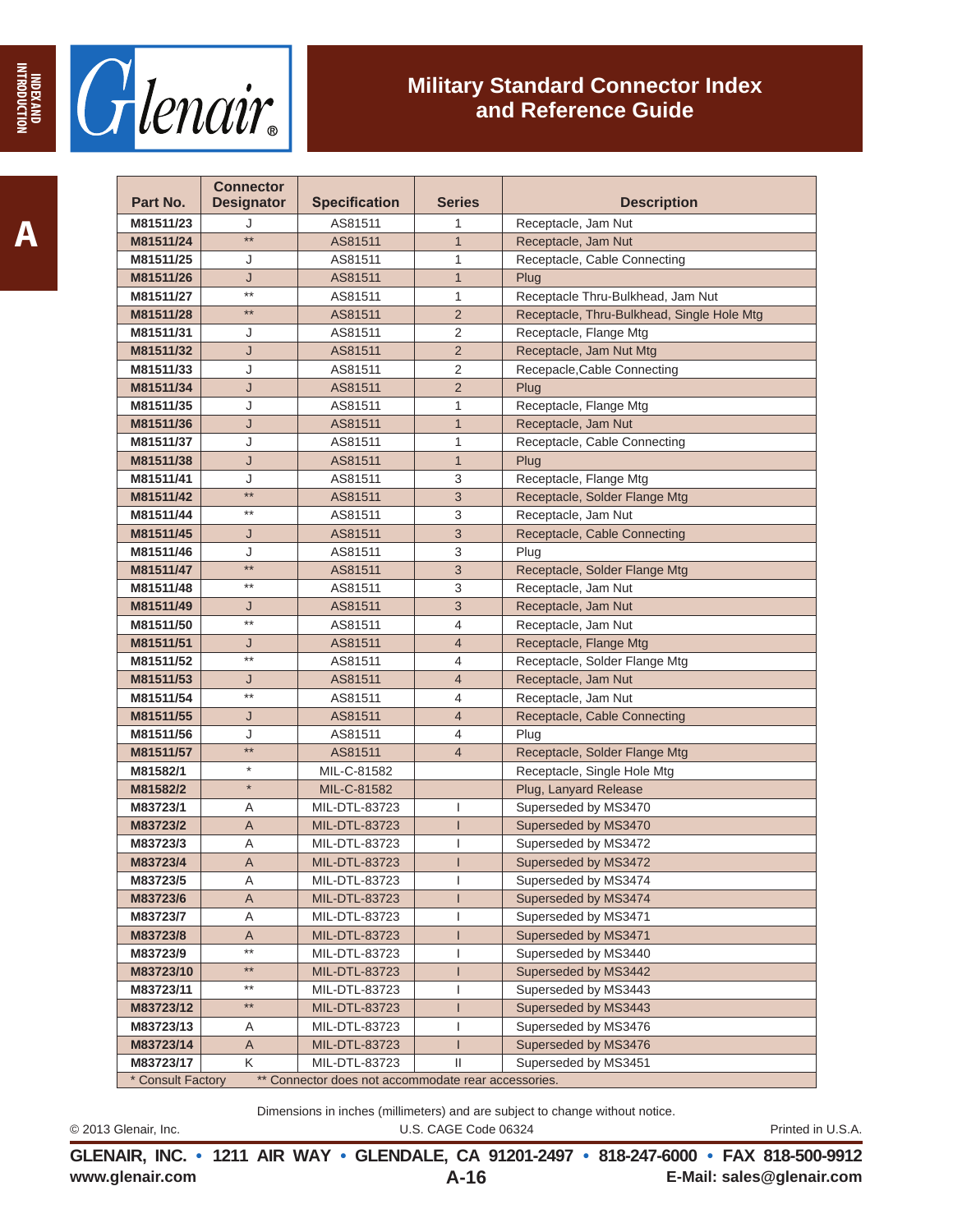# Military Standard Connector Index and Reference Guide

| Part No. | Connector Designator | Specification | Series | Description |
|---|---|---|---|---|
| M81511/23 | J | AS81511 | 1 | Receptacle, Jam Nut |
| M81511/24 | ** | AS81511 | 1 | Receptacle, Jam Nut |
| M81511/25 | J | AS81511 | 1 | Receptacle, Cable Connecting |
| M81511/26 | J | AS81511 | 1 | Plug |
| M81511/27 | ** | AS81511 | 1 | Receptacle Thru-Bulkhead, Jam Nut |
| M81511/28 | ** | AS81511 | 2 | Receptacle, Thru-Bulkhead, Single Hole Mtg |
| M81511/31 | J | AS81511 | 2 | Receptacle, Flange Mtg |
| M81511/32 | J | AS81511 | 2 | Receptacle, Jam Nut Mtg |
| M81511/33 | J | AS81511 | 2 | Recepacle,Cable Connecting |
| M81511/34 | J | AS81511 | 2 | Plug |
| M81511/35 | J | AS81511 | 1 | Receptacle, Flange Mtg |
| M81511/36 | J | AS81511 | 1 | Receptacle, Jam Nut |
| M81511/37 | J | AS81511 | 1 | Receptacle, Cable Connecting |
| M81511/38 | J | AS81511 | 1 | Plug |
| M81511/41 | J | AS81511 | 3 | Receptacle, Flange Mtg |
| M81511/42 | ** | AS81511 | 3 | Receptacle, Solder Flange Mtg |
| M81511/44 | ** | AS81511 | 3 | Receptacle, Jam Nut |
| M81511/45 | J | AS81511 | 3 | Receptacle, Cable Connecting |
| M81511/46 | J | AS81511 | 3 | Plug |
| M81511/47 | ** | AS81511 | 3 | Receptacle, Solder Flange Mtg |
| M81511/48 | ** | AS81511 | 3 | Receptacle, Jam Nut |
| M81511/49 | J | AS81511 | 3 | Receptacle, Jam Nut |
| M81511/50 | ** | AS81511 | 4 | Receptacle, Jam Nut |
| M81511/51 | J | AS81511 | 4 | Receptacle, Flange Mtg |
| M81511/52 | ** | AS81511 | 4 | Receptacle, Solder Flange Mtg |
| M81511/53 | J | AS81511 | 4 | Receptacle, Jam Nut |
| M81511/54 | ** | AS81511 | 4 | Receptacle, Jam Nut |
| M81511/55 | J | AS81511 | 4 | Receptacle, Cable Connecting |
| M81511/56 | J | AS81511 | 4 | Plug |
| M81511/57 | ** | AS81511 | 4 | Receptacle, Solder Flange Mtg |
| M81582/1 | * | MIL-C-81582 | | Receptacle, Single Hole Mtg |
| M81582/2 | * | MIL-C-81582 | | Plug, Lanyard Release |
| M83723/1 | A | MIL-DTL-83723 | I | Superseded by MS3470 |
| M83723/2 | A | MIL-DTL-83723 | I | Superseded by MS3470 |
| M83723/3 | A | MIL-DTL-83723 | I | Superseded by MS3472 |
| M83723/4 | A | MIL-DTL-83723 | I | Superseded by MS3472 |
| M83723/5 | A | MIL-DTL-83723 | I | Superseded by MS3474 |
| M83723/6 | A | MIL-DTL-83723 | I | Superseded by MS3474 |
| M83723/7 | A | MIL-DTL-83723 | I | Superseded by MS3471 |
| M83723/8 | A | MIL-DTL-83723 | I | Superseded by MS3471 |
| M83723/9 | ** | MIL-DTL-83723 | I | Superseded by MS3440 |
| M83723/10 | ** | MIL-DTL-83723 | I | Superseded by MS3442 |
| M83723/11 | ** | MIL-DTL-83723 | I | Superseded by MS3443 |
| M83723/12 | ** | MIL-DTL-83723 | I | Superseded by MS3443 |
| M83723/13 | A | MIL-DTL-83723 | I | Superseded by MS3476 |
| M83723/14 | A | MIL-DTL-83723 | I | Superseded by MS3476 |
| M83723/17 | K | MIL-DTL-83723 | II | Superseded by MS3451 |

* Consult Factory ** Connector does not accommodate rear accessories.

Dimensions in inches (millimeters) and are subject to change without notice.

© 2013 Glenair, Inc. U.S. CAGE Code 06324 Printed in U.S.A.

**GLENAIR, INC. • 1211 AIR WAY • GLENDALE, CA 91201-2497 • 818-247-6000 • FAX 818-500-9912**

**www.glenair.com** **E-Mail: sales@glenair.com**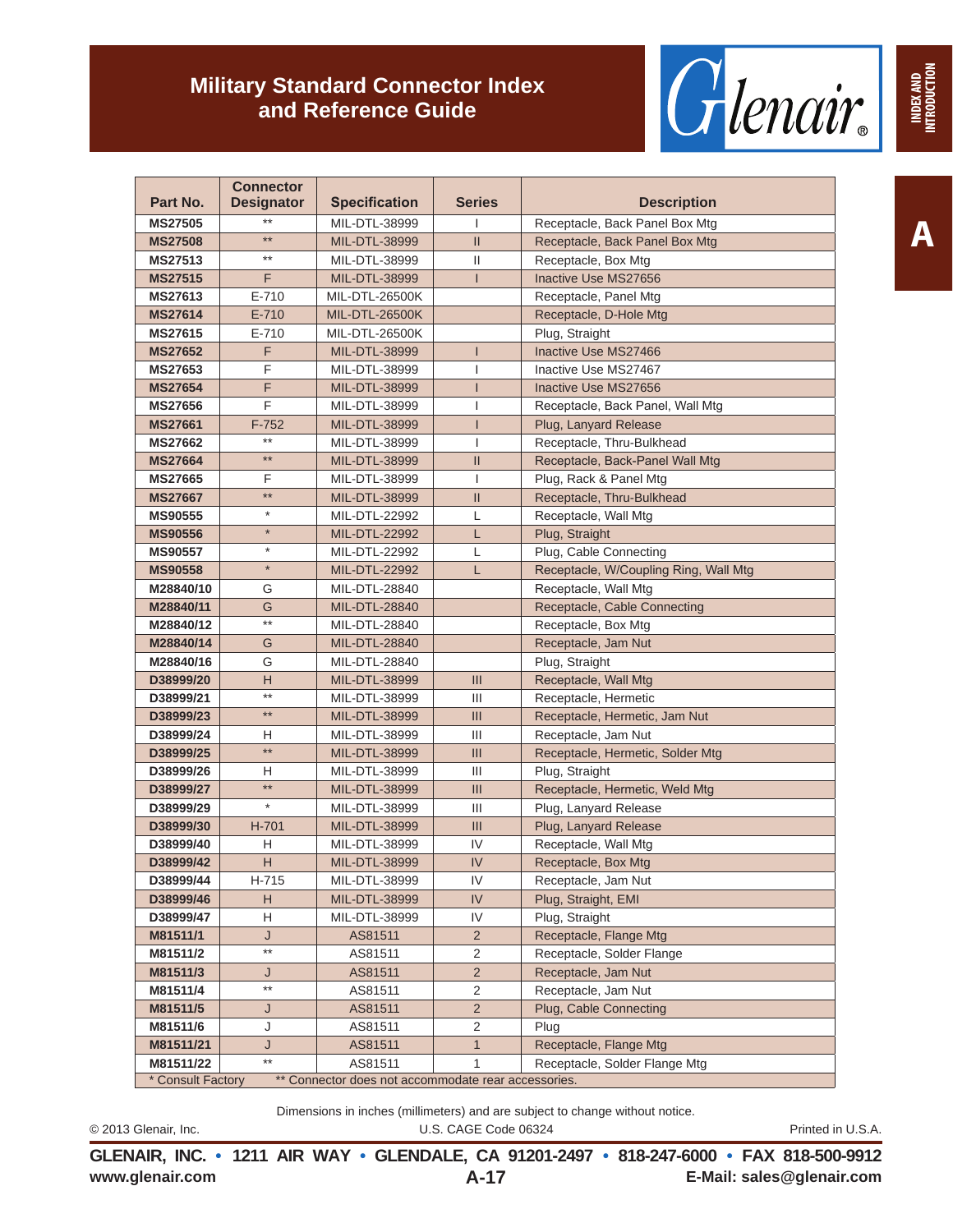# Military Standard Connector Index and Reference Guide

| Part No. | Connector Designator | Specification | Series | Description |
|---|---|---|---|---|
| MS27505 | ** | MIL-DTL-38999 | I | Receptacle, Back Panel Box Mtg |
| MS27508 | ** | MIL-DTL-38999 | II | Receptacle, Back Panel Box Mtg |
| MS27513 | ** | MIL-DTL-38999 | II | Receptacle, Box Mtg |
| MS27515 | F | MIL-DTL-38999 | I | Inactive Use MS27656 |
| MS27613 | E-710 | MIL-DTL-26500K | | Receptacle, Panel Mtg |
| MS27614 | E-710 | MIL-DTL-26500K | | Receptacle, D-Hole Mtg |
| MS27615 | E-710 | MIL-DTL-26500K | | Plug, Straight |
| MS27652 | F | MIL-DTL-38999 | I | Inactive Use MS27466 |
| MS27653 | F | MIL-DTL-38999 | I | Inactive Use MS27467 |
| MS27654 | F | MIL-DTL-38999 | I | Inactive Use MS27656 |
| MS27656 | F | MIL-DTL-38999 | I | Receptacle, Back Panel, Wall Mtg |
| MS27661 | F-752 | MIL-DTL-38999 | I | Plug, Lanyard Release |
| MS27662 | ** | MIL-DTL-38999 | I | Receptacle, Thru-Bulkhead |
| MS27664 | ** | MIL-DTL-38999 | II | Receptacle, Back-Panel Wall Mtg |
| MS27665 | F | MIL-DTL-38999 | I | Plug, Rack & Panel Mtg |
| MS27667 | ** | MIL-DTL-38999 | II | Receptacle, Thru-Bulkhead |
| MS90555 | * | MIL-DTL-22992 | L | Receptacle, Wall Mtg |
| MS90556 | * | MIL-DTL-22992 | L | Plug, Straight |
| MS90557 | * | MIL-DTL-22992 | L | Plug, Cable Connecting |
| MS90558 | * | MIL-DTL-22992 | L | Receptacle, W/Coupling Ring, Wall Mtg |
| M28840/10 | G | MIL-DTL-28840 | | Receptacle, Wall Mtg |
| M28840/11 | G | MIL-DTL-28840 | | Receptacle, Cable Connecting |
| M28840/12 | ** | MIL-DTL-28840 | | Receptacle, Box Mtg |
| M28840/14 | G | MIL-DTL-28840 | | Receptacle, Jam Nut |
| M28840/16 | G | MIL-DTL-28840 | | Plug, Straight |
| D38999/20 | H | MIL-DTL-38999 | III | Receptacle, Wall Mtg |
| D38999/21 | ** | MIL-DTL-38999 | III | Receptacle, Hermetic |
| D38999/23 | ** | MIL-DTL-38999 | III | Receptacle, Hermetic, Jam Nut |
| D38999/24 | H | MIL-DTL-38999 | III | Receptacle, Jam Nut |
| D38999/25 | ** | MIL-DTL-38999 | III | Receptacle, Hermetic, Solder Mtg |
| D38999/26 | H | MIL-DTL-38999 | III | Plug, Straight |
| D38999/27 | ** | MIL-DTL-38999 | III | Receptacle, Hermetic, Weld Mtg |
| D38999/29 | * | MIL-DTL-38999 | III | Plug, Lanyard Release |
| D38999/30 | H-701 | MIL-DTL-38999 | III | Plug, Lanyard Release |
| D38999/40 | H | MIL-DTL-38999 | IV | Receptacle, Wall Mtg |
| D38999/42 | H | MIL-DTL-38999 | IV | Receptacle, Box Mtg |
| D38999/44 | H-715 | MIL-DTL-38999 | IV | Receptacle, Jam Nut |
| D38999/46 | H | MIL-DTL-38999 | IV | Plug, Straight, EMI |
| D38999/47 | H | MIL-DTL-38999 | IV | Plug, Straight |
| M81511/1 | J | AS81511 | 2 | Receptacle, Flange Mtg |
| M81511/2 | ** | AS81511 | 2 | Receptacle, Solder Flange |
| M81511/3 | J | AS81511 | 2 | Receptacle, Jam Nut |
| M81511/4 | ** | AS81511 | 2 | Receptacle, Jam Nut |
| M81511/5 | J | AS81511 | 2 | Plug, Cable Connecting |
| M81511/6 | J | AS81511 | 2 | Plug |
| M81511/21 | J | AS81511 | 1 | Receptacle, Flange Mtg |
| M81511/22 | ** | AS81511 | 1 | Receptacle, Solder Flange Mtg |

* Consult Factory ** Connector does not accommodate rear accessories.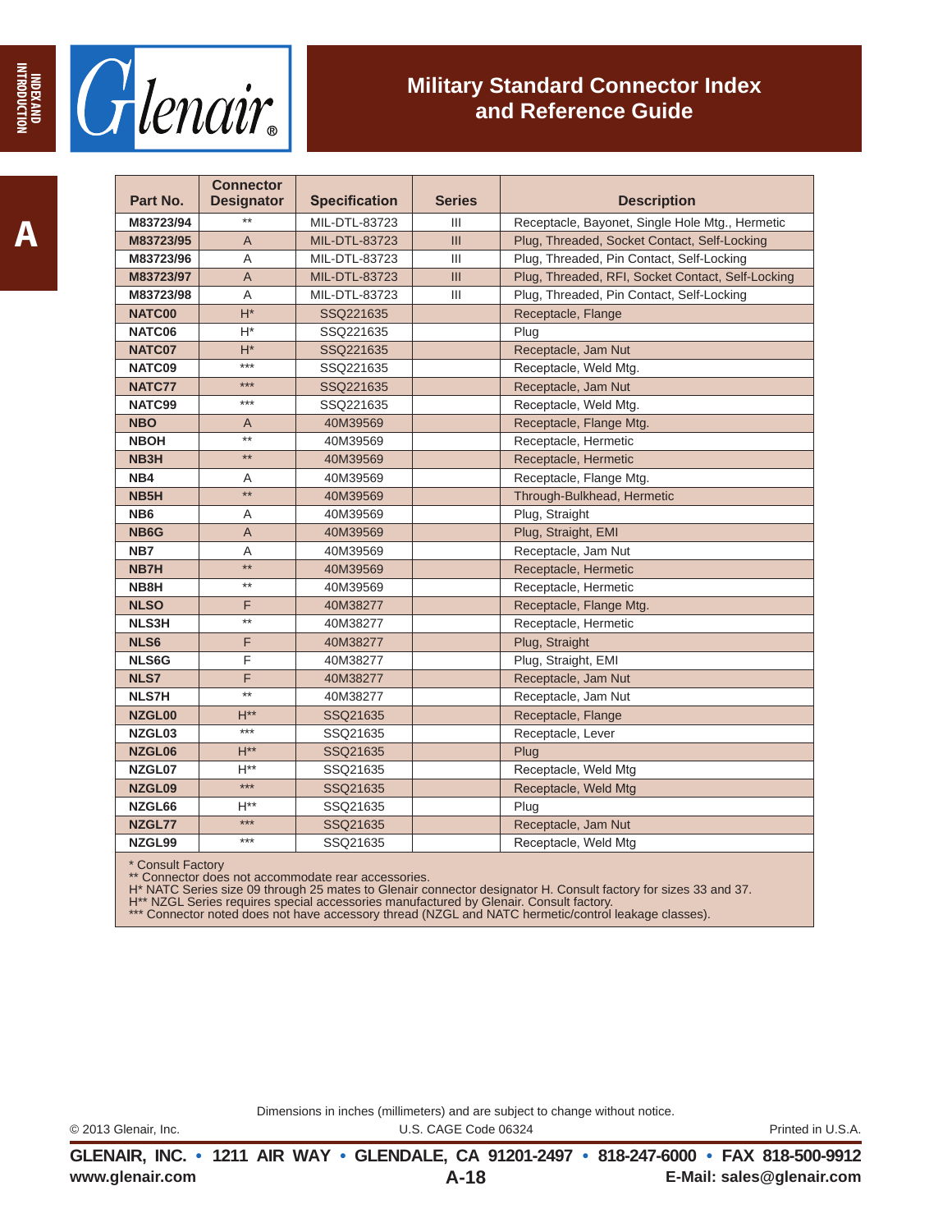# Military Standard Connector Index and Reference Guide

| Part No. | Connector Designator | Specification | Series | Description |
|---|---|---|---|---|
| M83723/94 | ** | MIL-DTL-83723 | III | Receptacle, Bayonet, Single Hole Mtg., Hermetic |
| M83723/95 | A | MIL-DTL-83723 | III | Plug, Threaded, Socket Contact, Self-Locking |
| M83723/96 | A | MIL-DTL-83723 | III | Plug, Threaded, Pin Contact, Self-Locking |
| M83723/97 | A | MIL-DTL-83723 | III | Plug, Threaded, RFI, Socket Contact, Self-Locking |
| M83723/98 | A | MIL-DTL-83723 | III | Plug, Threaded, Pin Contact, Self-Locking |
| NATC00 | H* | SSQ221635 | | Receptacle, Flange |
| NATC06 | H* | SSQ221635 | | Plug |
| NATC07 | H* | SSQ221635 | | Receptacle, Jam Nut |
| NATC09 | *** | SSQ221635 | | Receptacle, Weld Mtg. |
| NATC77 | *** | SSQ221635 | | Receptacle, Jam Nut |
| NATC99 | *** | SSQ221635 | | Receptacle, Weld Mtg. |
| NBO | A | 40M39569 | | Receptacle, Flange Mtg. |
| NBOH | ** | 40M39569 | | Receptacle, Hermetic |
| NB3H | ** | 40M39569 | | Receptacle, Hermetic |
| NB4 | A | 40M39569 | | Receptacle, Flange Mtg. |
| NB5H | ** | 40M39569 | | Through-Bulkhead, Hermetic |
| NB6 | A | 40M39569 | | Plug, Straight |
| NB6G | A | 40M39569 | | Plug, Straight, EMI |
| NB7 | A | 40M39569 | | Receptacle, Jam Nut |
| NB7H | ** | 40M39569 | | Receptacle, Hermetic |
| NB8H | ** | 40M39569 | | Receptacle, Hermetic |
| NLSO | F | 40M38277 | | Receptacle, Flange Mtg. |
| NLS3H | ** | 40M38277 | | Receptacle, Hermetic |
| NLS6 | F | 40M38277 | | Plug, Straight |
| NLS6G | F | 40M38277 | | Plug, Straight, EMI |
| NLS7 | F | 40M38277 | | Receptacle, Jam Nut |
| NLS7H | ** | 40M38277 | | Receptacle, Jam Nut |
| NZGL00 | H** | SSQ21635 | | Receptacle, Flange |
| NZGL03 | *** | SSQ21635 | | Receptacle, Lever |
| NZGL06 | H** | SSQ21635 | | Plug |
| NZGL07 | H** | SSQ21635 | | Receptacle, Weld Mtg |
| NZGL09 | *** | SSQ21635 | | Receptacle, Weld Mtg |
| NZGL66 | H** | SSQ21635 | | Plug |
| NZGL77 | *** | SSQ21635 | | Receptacle, Jam Nut |
| NZGL99 | *** | SSQ21635 | | Receptacle, Weld Mtg |

\* Consult Factory
** Connector does not accommodate rear accessories.
H* NATC Series size 09 through 25 mates to Glenair connector designator H. Consult factory for sizes 33 and 37.
H** NZGL Series requires special accessories manufactured by Glenair. Consult factory.
*** Connector noted does not have accessory thread (NZGL and NATC hermetic/control leakage classes).